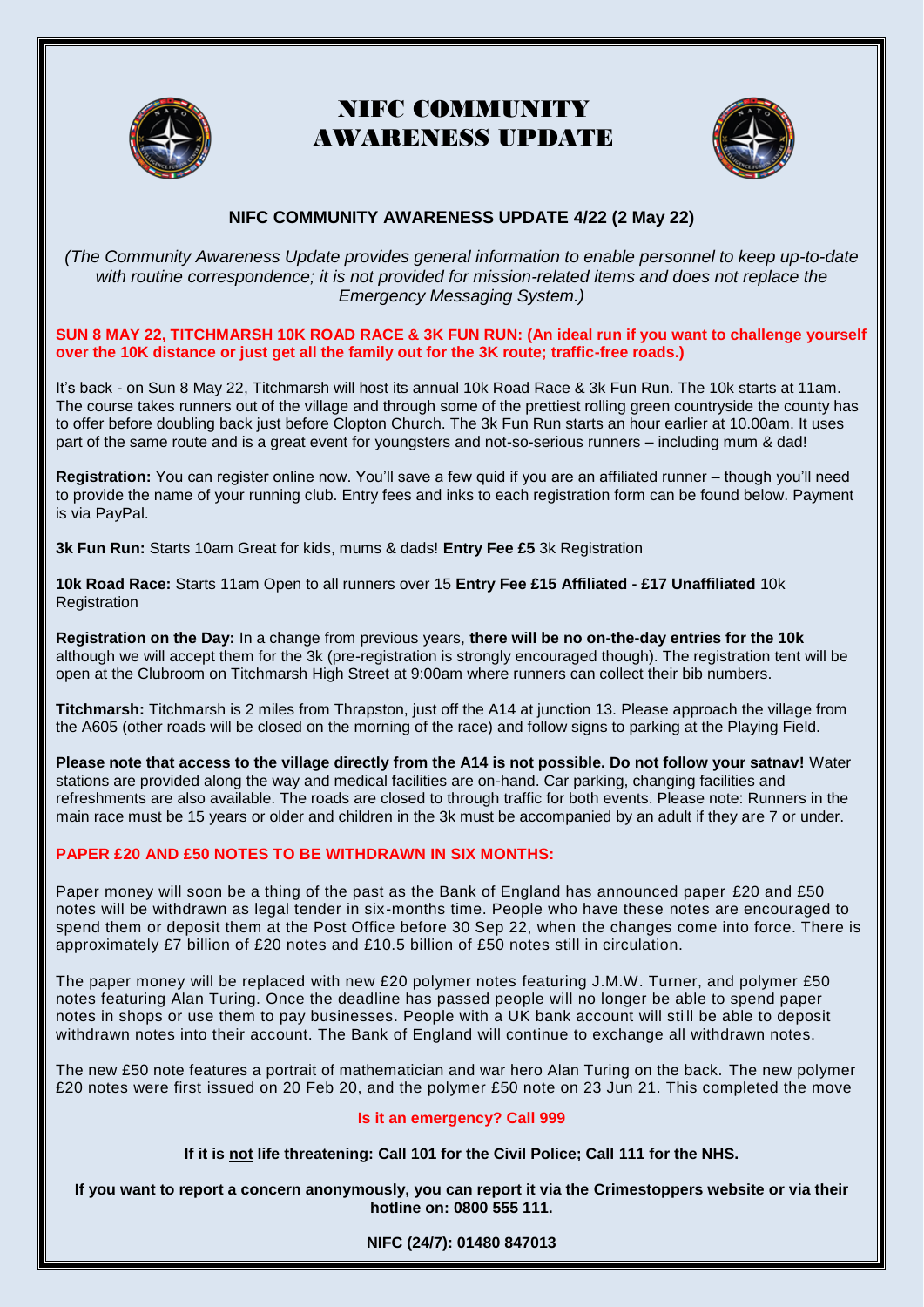# NIFC COMMUNITY AWARENESS UPDATE

## NIFC COMMUNITY AWARENESS UPDATE 4/22 (2 May 22)

*(The Community Awareness Update provides general information to enable personnel to keep up-to-date with routine correspondence; it is not provided for mission-related items and does not replace the Emergency Messaging System.)*

**SUN 8 MAY 22, TITCHMARSH 10K ROAD RACE & 3K FUN RUN: (An ideal run if you want to challenge yourself over the 10K distance or just get all the family out for the 3K route; traffic-free roads.)**

It's back - on Sun 8 May 22, Titchmarsh will host its annual 10k Road Race & 3k Fun Run. The 10k starts at 11am. The course takes runners out of the village and through some of the prettiest rolling green countryside the county has to offer before doubling back just before Clopton Church. The 3k Fun Run starts an hour earlier at 10.00am. It uses part of the same route and is a great event for youngsters and not-so-serious runners – including mum & dad!

**Registration:** You can register online now. You'll save a few quid if you are an affiliated runner – though you'll need to provide the name of your running club. Entry fees and inks to each registration form can be found below. Payment is via PayPal.

**3k Fun Run:** Starts 10am Great for kids, mums & dads! **Entry Fee £5** 3k Registration

**10k Road Race:** Starts 11am Open to all runners over 15 **Entry Fee £15 Affiliated - £17 Unaffiliated** 10k Registration

**Registration on the Day:** In a change from previous years, **there will be no on-the-day entries for the 10k** although we will accept them for the 3k (pre-registration is strongly encouraged though). The registration tent will be open at the Clubroom on Titchmarsh High Street at 9:00am where runners can collect their bib numbers.

**Titchmarsh:** Titchmarsh is 2 miles from Thrapston, just off the A14 at junction 13. Please approach the village from the A605 (other roads will be closed on the morning of the race) and follow signs to parking at the Playing Field.

**Please note that access to the village directly from the A14 is not possible. Do not follow your satnav!** Water stations are provided along the way and medical facilities are on-hand. Car parking, changing facilities and refreshments are also available. The roads are closed to through traffic for both events. Please note: Runners in the main race must be 15 years or older and children in the 3k must be accompanied by an adult if they are 7 or under.

**PAPER £20 AND £50 NOTES TO BE WITHDRAWN IN SIX MONTHS:**

Paper money will soon be a thing of the past as the Bank of England has announced paper £20 and £50 notes will be withdrawn as legal tender in six-months time. People who have these notes are encouraged to spend them or deposit them at the Post Office before 30 Sep 22, when the changes come into force. There is approximately £7 billion of £20 notes and £10.5 billion of £50 notes still in circulation.

The paper money will be replaced with new £20 polymer notes featuring J.M.W. Turner, and polymer £50 notes featuring Alan Turing. Once the deadline has passed people will no longer be able to spend paper notes in shops or use them to pay businesses. People with a UK bank account will still be able to deposit withdrawn notes into their account. The Bank of England will continue to exchange all withdrawn notes.

The new £50 note features a portrait of mathematician and war hero Alan Turing on the back. The new polymer £20 notes were first issued on 20 Feb 20, and the polymer £50 note on 23 Jun 21. This completed the move

**Is it an emergency? Call 999**

**If it is not life threatening: Call 101 for the Civil Police; Call 111 for the NHS.**

**If you want to report a concern anonymously, you can report it via the Crimestoppers website or via their hotline on: 0800 555 111.**

**NIFC (24/7): 01480 847013**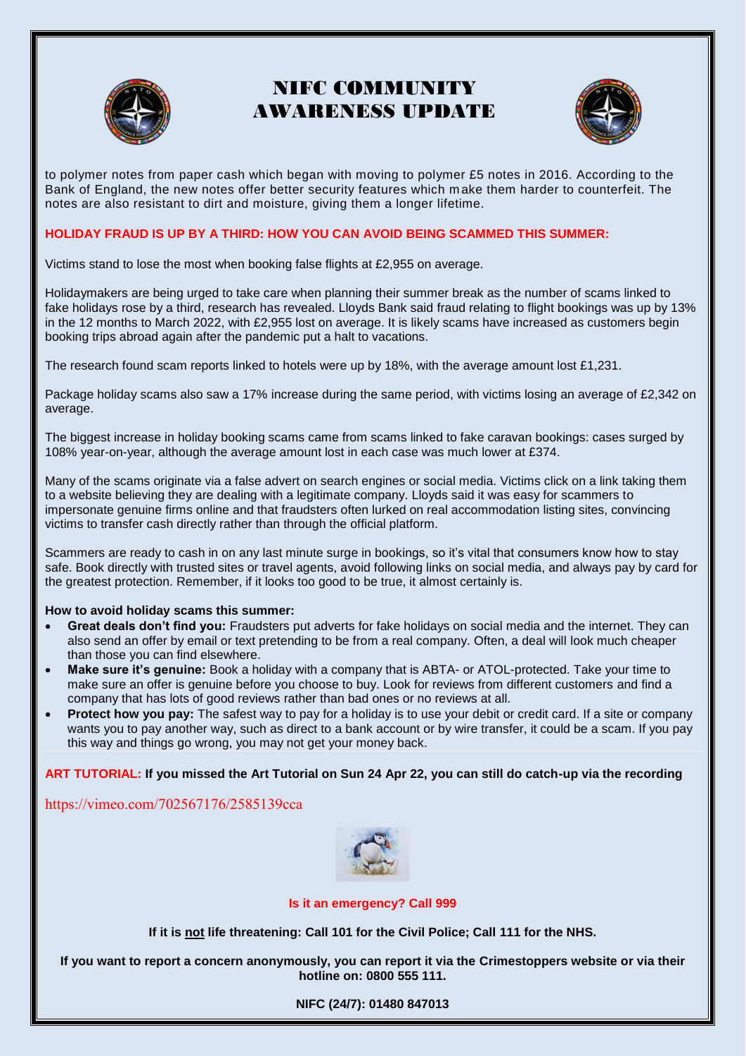# NIFC COMMUNITY AWARENESS UPDATE

to polymer notes from paper cash which began with moving to polymer £5 notes in 2016. According to the Bank of England, the new notes offer better security features which make them harder to counterfeit. The notes are also resistant to dirt and moisture, giving them a longer lifetime.

## HOLIDAY FRAUD IS UP BY A THIRD: HOW YOU CAN AVOID BEING SCAMMED THIS SUMMER:

Victims stand to lose the most when booking false flights at £2,955 on average.

Holidaymakers are being urged to take care when planning their summer break as the number of scams linked to fake holidays rose by a third, research has revealed. Lloyds Bank said fraud relating to flight bookings was up by 13% in the 12 months to March 2022, with £2,955 lost on average. It is likely scams have increased as customers begin booking trips abroad again after the pandemic put a halt to vacations.

The research found scam reports linked to hotels were up by 18%, with the average amount lost £1,231.

Package holiday scams also saw a 17% increase during the same period, with victims losing an average of £2,342 on average.

The biggest increase in holiday booking scams came from scams linked to fake caravan bookings: cases surged by 108% year-on-year, although the average amount lost in each case was much lower at £374.

Many of the scams originate via a false advert on search engines or social media. Victims click on a link taking them to a website believing they are dealing with a legitimate company. Lloyds said it was easy for scammers to impersonate genuine firms online and that fraudsters often lurked on real accommodation listing sites, convincing victims to transfer cash directly rather than through the official platform.

Scammers are ready to cash in on any last minute surge in bookings, so it's vital that consumers know how to stay safe. Book directly with trusted sites or travel agents, avoid following links on social media, and always pay by card for the greatest protection. Remember, if it looks too good to be true, it almost certainly is.

**How to avoid holiday scams this summer:**

- **Great deals don't find you:** Fraudsters put adverts for fake holidays on social media and the internet. They can also send an offer by email or text pretending to be from a real company. Often, a deal will look much cheaper than those you can find elsewhere.
- **Make sure it's genuine:** Book a holiday with a company that is ABTA- or ATOL-protected. Take your time to make sure an offer is genuine before you choose to buy. Look for reviews from different customers and find a company that has lots of good reviews rather than bad ones or no reviews at all.
- **Protect how you pay:** The safest way to pay for a holiday is to use your debit or credit card. If a site or company wants you to pay another way, such as direct to a bank account or by wire transfer, it could be a scam. If you pay this way and things go wrong, you may not get your money back.

**ART TUTORIAL: If you missed the Art Tutorial on Sun 24 Apr 22, you can still do catch-up via the recording**

https://vimeo.com/702567176/2585139cca

**Is it an emergency? Call 999**

**If it is not life threatening: Call 101 for the Civil Police; Call 111 for the NHS.**

**If you want to report a concern anonymously, you can report it via the Crimestoppers website or via their hotline on: 0800 555 111.**

**NIFC (24/7): 01480 847013**